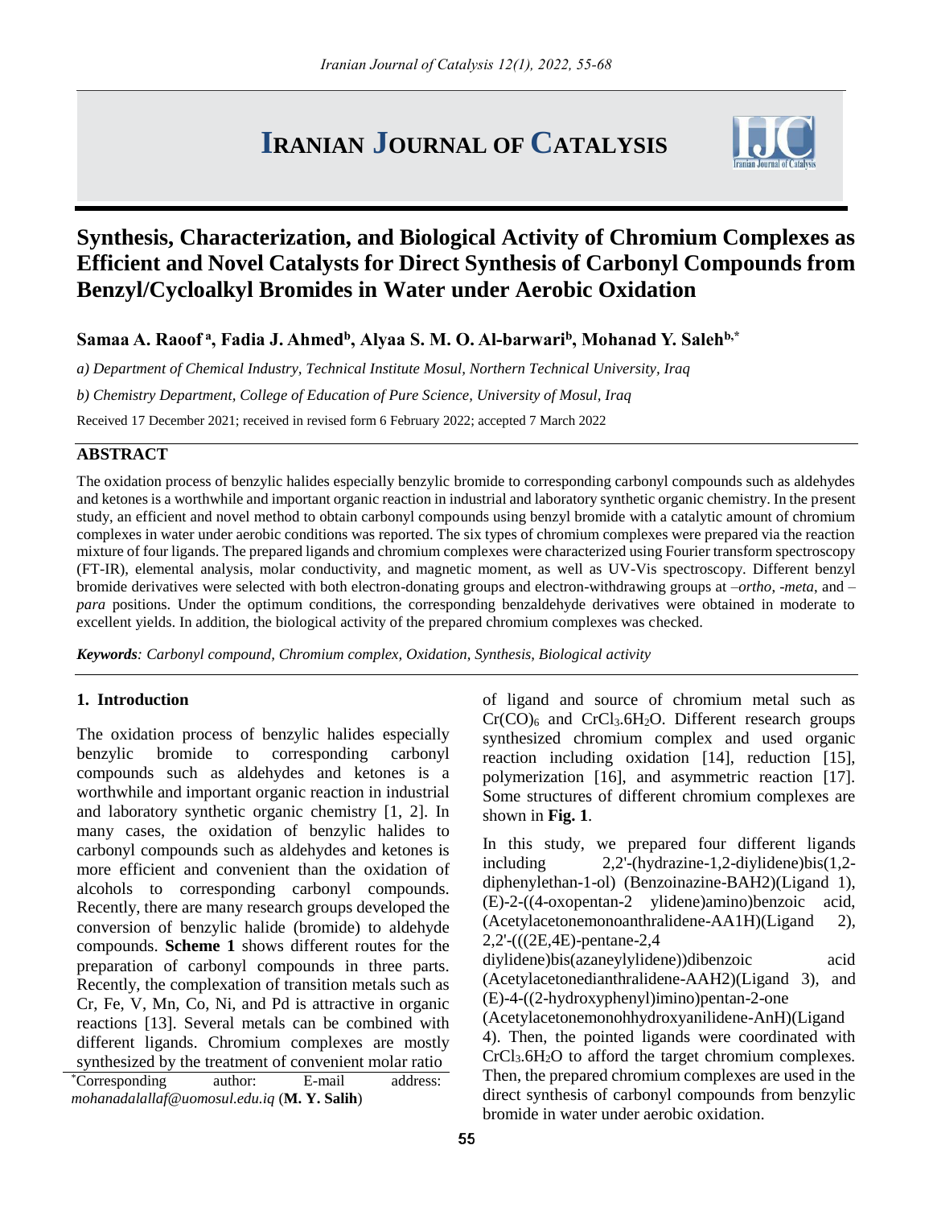# IRANIAN JOURNAL OF CATALYSIS

# Synthesis, Characterization, and Biological Activity of Chromium Complexes as Efficient and Novel Catalysts for Direct Synthesis of Carbonyl Compounds from Benzyl/Cycloalkyl Bromides in Water under Aerobic Oxidation

**Samaa A. Raoof [a], Fadia J. Ahmed[b], Alyaa S. M. O. Al-barwari[b], Mohanad Y. Saleh[b,*]**

*a) Department of Chemical Industry, Technical Institute Mosul, Northern Technical University, Iraq*

*b) Chemistry Department, College of Education of Pure Science, University of Mosul, Iraq*

Received 17 December 2021; received in revised form 6 February 2022; accepted 7 March 2022

## ABSTRACT

The oxidation process of benzylic halides especially benzylic bromide to corresponding carbonyl compounds such as aldehydes and ketones is a worthwhile and important organic reaction in industrial and laboratory synthetic organic chemistry. In the present study, an efficient and novel method to obtain carbonyl compounds using benzyl bromide with a catalytic amount of chromium complexes in water under aerobic conditions was reported. The six types of chromium complexes were prepared via the reaction mixture of four ligands. The prepared ligands and chromium complexes were characterized using Fourier transform spectroscopy (FT-IR), elemental analysis, molar conductivity, and magnetic moment, as well as UV-Vis spectroscopy. Different benzyl bromide derivatives were selected with both electron-donating groups and electron-withdrawing groups at *–ortho*, *-meta*, and *–para* positions. Under the optimum conditions, the corresponding benzaldehyde derivatives were obtained in moderate to excellent yields. In addition, the biological activity of the prepared chromium complexes was checked.

***Keywords**: Carbonyl compound, Chromium complex, Oxidation, Synthesis, Biological activity*

## 1. Introduction

The oxidation process of benzylic halides especially benzylic bromide to corresponding carbonyl compounds such as aldehydes and ketones is a worthwhile and important organic reaction in industrial and laboratory synthetic organic chemistry [1, 2]. In many cases, the oxidation of benzylic halides to carbonyl compounds such as aldehydes and ketones is more efficient and convenient than the oxidation of alcohols to corresponding carbonyl compounds. Recently, there are many research groups developed the conversion of benzylic halide (bromide) to aldehyde compounds. **Scheme 1** shows different routes for the preparation of carbonyl compounds in three parts. Recently, the complexation of transition metals such as Cr, Fe, V, Mn, Co, Ni, and Pd is attractive in organic reactions [13]. Several metals can be combined with different ligands. Chromium complexes are mostly synthesized by the treatment of convenient molar ratio of ligand and source of chromium metal such as $Cr(CO)_6$ and $CrCl_3.6H_2O$. Different research groups synthesized chromium complex and used organic reaction including oxidation [14], reduction [15], polymerization [16], and asymmetric reaction [17]. Some structures of different chromium complexes are shown in **Fig. 1**.

In this study, we prepared four different ligands including 2,2'-(hydrazine-1,2-diylidene)bis(1,2-diphenylethan-1-ol) (Benzoinazine-BAH2)(Ligand 1), (E)-2-((4-oxopentan-2 ylidene)amino)benzoic acid, (Acetylacetonemonoanthralidene-AA1H)(Ligand 2), 2,2'-(((2E,4E)-pentane-2,4 diylidene)bis(azaneylylidene))dibenzoic acid (Acetylacetonedianthralidene-AAH2)(Ligand 3), and (E)-4-((2-hydroxyphenyl)imino)pentan-2-one (Acetylacetonemonohhydroxyanilidene-AnH)(Ligand 4). Then, the pointed ligands were coordinated with $CrCl_3.6H_2O$ to afford the target chromium complexes. Then, the prepared chromium complexes are used in the direct synthesis of carbonyl compounds from benzylic bromide in water under aerobic oxidation.

*Corresponding author: E-mail address: *mohanadalallaf@uomosul.edu.iq* (**M. Y. Salih**)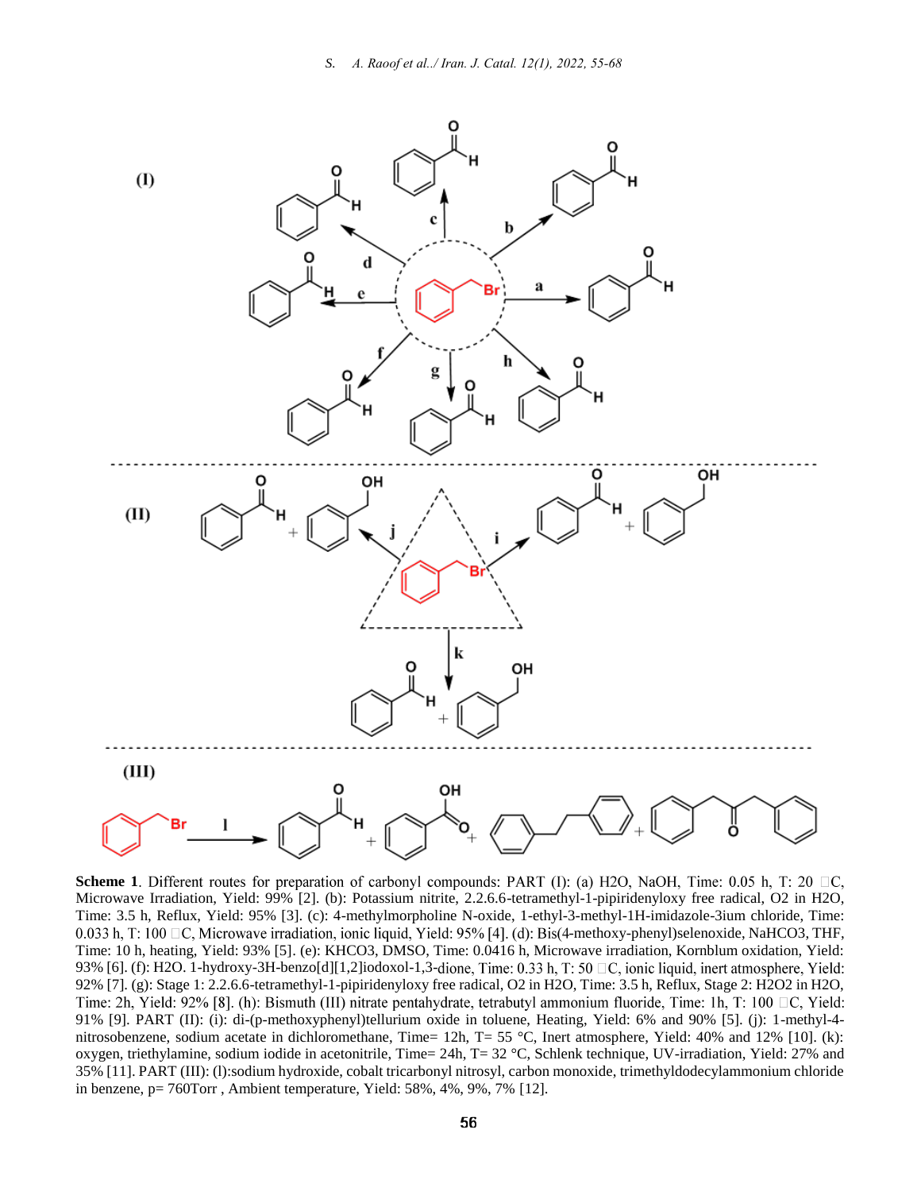**Scheme 1**. Different routes for preparation of carbonyl compounds: PART (I): (a) H2O, NaOH, Time: 0.05 h, T: 20 □C, Microwave Irradiation, Yield: 99% [2]. (b): Potassium nitrite, 2.2.6.6-tetramethyl-1-pipiridenyloxy free radical, O2 in H2O, Time: 3.5 h, Reflux, Yield: 95% [3]. (c): 4-methylmorpholine N-oxide, 1-ethyl-3-methyl-1H-imidazole-3ium chloride, Time: 0.033 h, T: 100 □C, Microwave irradiation, ionic liquid, Yield: 95% [4]. (d): Bis(4-methoxy-phenyl)selenoxide, NaHCO3, THF, Time: 10 h, heating, Yield: 93% [5]. (e): KHCO3, DMSO, Time: 0.0416 h, Microwave irradiation, Kornblum oxidation, Yield: 93% [6]. (f): H2O. 1-hydroxy-3H-benzo[d][1,2]iodoxol-1,3-dione, Time: 0.33 h, T: 50 □C, ionic liquid, inert atmosphere, Yield: 92% [7]. (g): Stage 1: 2.2.6.6-tetramethyl-1-pipiridenyloxy free radical, O2 in H2O, Time: 3.5 h, Reflux, Stage 2: H2O2 in H2O, Time: 2h, Yield: 92% [8]. (h): Bismuth (III) nitrate pentahydrate, tetrabutyl ammonium fluoride, Time: 1h, T: 100 □C, Yield: 91% [9]. PART (II): (i): di-(p-methoxyphenyl)tellurium oxide in toluene, Heating, Yield: 6% and 90% [5]. (j): 1-methyl-4-nitrosobenzene, sodium acetate in dichloromethane, Time= 12h, T= 55 °C, Inert atmosphere, Yield: 40% and 12% [10]. (k): oxygen, triethylamine, sodium iodide in acetonitrile, Time= 24h, T= 32 °C, Schlenk technique, UV-irradiation, Yield: 27% and 35% [11]. PART (III): (l):sodium hydroxide, cobalt tricarbonyl nitrosyl, carbon monoxide, trimethyldodecylammonium chloride in benzene, p= 760Torr , Ambient temperature, Yield: 58%, 4%, 9%, 7% [12].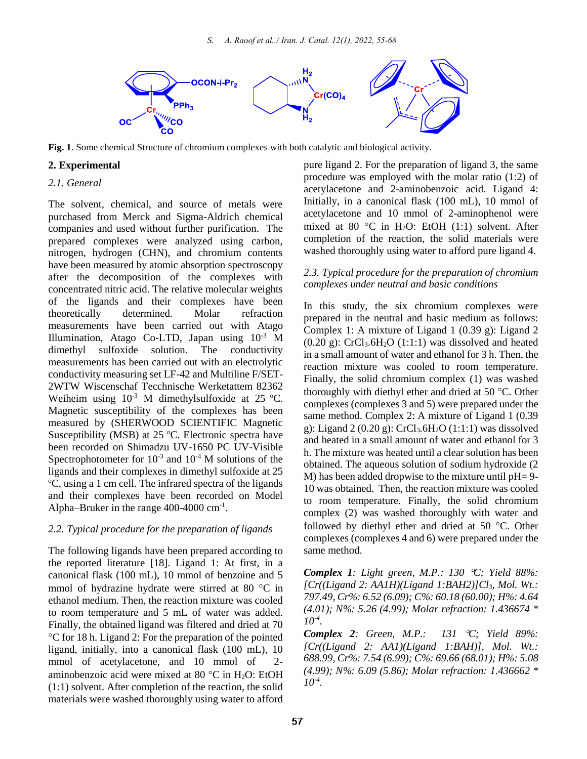Fig. 1. Some chemical Structure of chromium complexes with both catalytic and biological activity.

## 2. Experimental

### 2.1. General

The solvent, chemical, and source of metals were purchased from Merck and Sigma-Aldrich chemical companies and used without further purification. The prepared complexes were analyzed using carbon, nitrogen, hydrogen (CHN), and chromium contents have been measured by atomic absorption spectroscopy after the decomposition of the complexes with concentrated nitric acid. The relative molecular weights of the ligands and their complexes have been theoretically determined. Molar refraction measurements have been carried out with Atago Illumination, Atago Co-LTD, Japan using $10^{-3}$ M dimethyl sulfoxide solution. The conductivity measurements has been carried out with an electrolytic conductivity measuring set LF-42 and Multiline F/SET-2WTW Wiscenschaf Tecchnische Werketattem 82362 Weiheim using $10^{-3}$ M dimethylsulfoxide at 25 ºC. Magnetic susceptibility of the complexes has been measured by (SHERWOOD SCIENTIFIC Magnetic Susceptibility (MSB) at 25 ºC. Electronic spectra have been recorded on Shimadzu UV-1650 PC UV-Visible Spectrophotometer for $10^{-3}$ and $10^{-4}$ M solutions of the ligands and their complexes in dimethyl sulfoxide at 25 ºC, using a 1 cm cell. The infrared spectra of the ligands and their complexes have been recorded on Model Alpha–Bruker in the range 400-4000 $cm^{-1}$.

### 2.2. Typical procedure for the preparation of ligands

The following ligands have been prepared according to the reported literature [18]. Ligand 1: At first, in a canonical flask (100 mL), 10 mmol of benzoine and 5 mmol of hydrazine hydrate were stirred at 80 °C in ethanol medium. Then, the reaction mixture was cooled to room temperature and 5 mL of water was added. Finally, the obtained ligand was filtered and dried at 70 °C for 18 h. Ligand 2: For the preparation of the pointed ligand, initially, into a canonical flask (100 mL), 10 mmol of acetylacetone, and 10 mmol of 2-aminobenzoic acid were mixed at 80 °C in $H_2O$: EtOH (1:1) solvent. After completion of the reaction, the solid materials were washed thoroughly using water to afford pure ligand 2. For the preparation of ligand 3, the same procedure was employed with the molar ratio (1:2) of acetylacetone and 2-aminobenzoic acid. Ligand 4: Initially, in a canonical flask (100 mL), 10 mmol of acetylacetone and 10 mmol of 2-aminophenol were mixed at 80 °C in $H_2O$: EtOH (1:1) solvent. After completion of the reaction, the solid materials were washed thoroughly using water to afford pure ligand 4.

### 2.3. Typical procedure for the preparation of chromium complexes under neutral and basic conditions

In this study, the six chromium complexes were prepared in the neutral and basic medium as follows: Complex 1: A mixture of Ligand 1 (0.39 g): Ligand 2 (0.20 g): $CrCl_3.6H_2O$ (1:1:1) was dissolved and heated in a small amount of water and ethanol for 3 h. Then, the reaction mixture was cooled to room temperature. Finally, the solid chromium complex (1) was washed thoroughly with diethyl ether and dried at 50 °C. Other complexes (complexes 3 and 5) were prepared under the same method. Complex 2: A mixture of Ligand 1 (0.39 g): Ligand 2 (0.20 g): $CrCl_3.6H_2O$ (1:1:1) was dissolved and heated in a small amount of water and ethanol for 3 h. The mixture was heated until a clear solution has been obtained. The aqueous solution of sodium hydroxide (2 M) has been added dropwise to the mixture until pH= 9-10 was obtained. Then, the reaction mixture was cooled to room temperature. Finally, the solid chromium complex (2) was washed thoroughly with water and followed by diethyl ether and dried at 50 °C. Other complexes (complexes 4 and 6) were prepared under the same method.

***Complex 1**: Light green, M.P.: 130 ℃; Yield 88%: [Cr((Ligand 2: AA1H)(Ligand 1:BAH2)]$Cl_3$, Mol. Wt.: 797.49, Cr%: 6.52 (6.09); C%: 60.18 (60.00); H%: 4.64 (4.01); N%: 5.26 (4.99); Molar refraction: 1.436674 * $10^{-4}$.*

***Complex 2**: Green, M.P.: 131 ℃; Yield 89%: [Cr((Ligand 2: AA1)(Ligand 1:BAH)], Mol. Wt.: 688.99, Cr%: 7.54 (6.99); C%: 69.66 (68.01); H%: 5.08 (4.99); N%: 6.09 (5.86); Molar refraction: 1.436662 * $10^{-4}$.*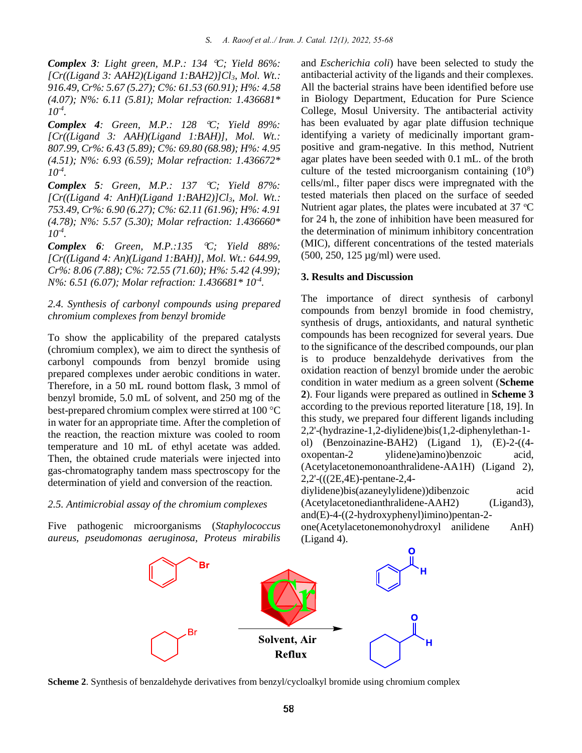***Complex 3**: Light green, M.P.: 134 ℃; Yield 86%: [Cr((Ligand 3: AAH2)(Ligand 1:BAH2)]$Cl_3$, Mol. Wt.: 916.49, Cr%: 5.67 (5.27); C%: 61.53 (60.91); H%: 4.58 (4.07); N%: 6.11 (5.81); Molar refraction: 1.436681* $10^{-4}$.*

***Complex 4**: Green, M.P.: 128 ℃; Yield 89%: [Cr((Ligand 3: AAH)(Ligand 1:BAH)], Mol. Wt.: 807.99, Cr%: 6.43 (5.89); C%: 69.80 (68.98); H%: 4.95 (4.51); N%: 6.93 (6.59); Molar refraction: 1.436672* $10^{-4}$.*

***Complex 5**: Green, M.P.: 137 ℃; Yield 87%: [Cr((Ligand 4: AnH)(Ligand 1:BAH2)]$Cl_3$, Mol. Wt.: 753.49, Cr%: 6.90 (6.27); C%: 62.11 (61.96); H%: 4.91 (4.78); N%: 5.57 (5.30); Molar refraction: 1.436660* $10^{-4}$.*

***Complex 6**: Green, M.P.:135 ℃; Yield 88%: [Cr((Ligand 4: An)(Ligand 1:BAH)], Mol. Wt.: 644.99, Cr%: 8.06 (7.88); C%: 72.55 (71.60); H%: 5.42 (4.99); N%: 6.51 (6.07); Molar refraction: 1.436681* $10^{-4}$.*

### *2.4. Synthesis of carbonyl compounds using prepared chromium complexes from benzyl bromide*

To show the applicability of the prepared catalysts (chromium complex), we aim to direct the synthesis of carbonyl compounds from benzyl bromide using prepared complexes under aerobic conditions in water. Therefore, in a 50 mL round bottom flask, 3 mmol of benzyl bromide, 5.0 mL of solvent, and 250 mg of the best-prepared chromium complex were stirred at 100 °C in water for an appropriate time. After the completion of the reaction, the reaction mixture was cooled to room temperature and 10 mL of ethyl acetate was added. Then, the obtained crude materials were injected into gas-chromatography tandem mass spectroscopy for the determination of yield and conversion of the reaction.

### *2.5. Antimicrobial assay of the chromium complexes*

Five pathogenic microorganisms (*Staphylococcus aureus, pseudomonas aeruginosa, Proteus mirabilis* and *Escherichia coli*) have been selected to study the antibacterial activity of the ligands and their complexes. All the bacterial strains have been identified before use in Biology Department, Education for Pure Science College, Mosul University. The antibacterial activity has been evaluated by agar plate diffusion technique identifying a variety of medicinally important gram-positive and gram-negative. In this method, Nutrient agar plates have been seeded with 0.1 mL. of the broth culture of the tested microorganism containing ($10^8$) cells/ml., filter paper discs were impregnated with the tested materials then placed on the surface of seeded Nutrient agar plates, the plates were incubated at 37 °C for 24 h, the zone of inhibition have been measured for the determination of minimum inhibitory concentration (MIC), different concentrations of the tested materials (500, 250, 125 µg/ml) were used.

## 3. Results and Discussion

The importance of direct synthesis of carbonyl compounds from benzyl bromide in food chemistry, synthesis of drugs, antioxidants, and natural synthetic compounds has been recognized for several years. Due to the significance of the described compounds, our plan is to produce benzaldehyde derivatives from the oxidation reaction of benzyl bromide under the aerobic condition in water medium as a green solvent (**Scheme 2**). Four ligands were prepared as outlined in **Scheme 3** according to the previous reported literature [18, 19]. In this study, we prepared four different ligands including 2,2'-(hydrazine-1,2-diylidene)bis(1,2-diphenylethan-1-ol) (Benzoinazine-BAH2) (Ligand 1), (E)-2-((4-oxopentan-2 ylidene)amino)benzoic acid, (Acetylacetonemonoanthralidene-AA1H) (Ligand 2), 2,2'-(((2E,4E)-pentane-2,4-diylidene)bis(azaneylylidene))dibenzoic acid (Acetylacetonedianthralidene-AAH2) (Ligand3), and(E)-4-((2-hydroxyphenyl)imino)pentan-2-one(Acetylacetonemonohydroxyl anilidene AnH) (Ligand 4).

**Scheme 2**. Synthesis of benzaldehyde derivatives from benzyl/cycloalkyl bromide using chromium complex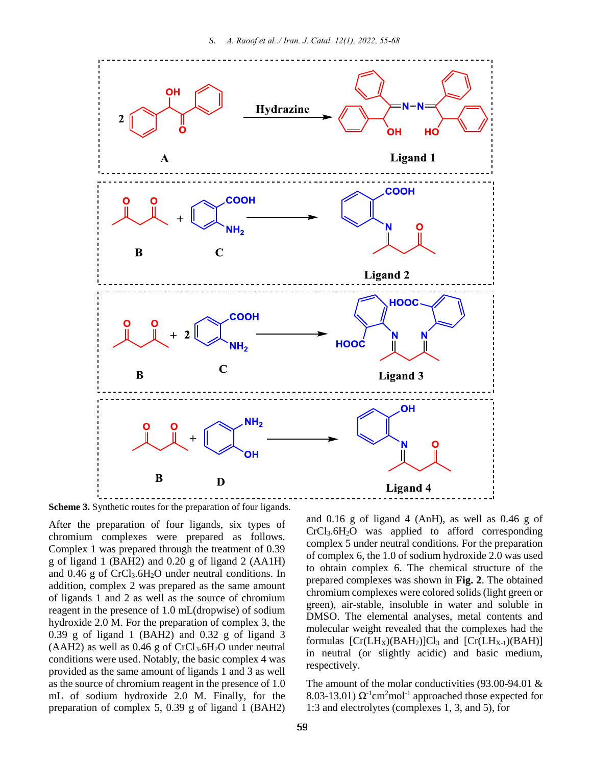**Scheme 3.** Synthetic routes for the preparation of four ligands.

After the preparation of four ligands, six types of chromium complexes were prepared as follows. Complex 1 was prepared through the treatment of 0.39 g of ligand 1 (BAH2) and 0.20 g of ligand 2 (AA1H) and 0.46 g of $CrCl_3.6H_2O$ under neutral conditions. In addition, complex 2 was prepared as the same amount of ligands 1 and 2 as well as the source of chromium reagent in the presence of 1.0 mL(dropwise) of sodium hydroxide 2.0 M. For the preparation of complex 3, the 0.39 g of ligand 1 (BAH2) and 0.32 g of ligand 3 (AAH2) as well as 0.46 g of $CrCl_3.6H_2O$ under neutral conditions were used. Notably, the basic complex 4 was provided as the same amount of ligands 1 and 3 as well as the source of chromium reagent in the presence of 1.0 mL of sodium hydroxide 2.0 M. Finally, for the preparation of complex 5, 0.39 g of ligand 1 (BAH2) and 0.16 g of ligand 4 (AnH), as well as 0.46 g of $CrCl_3.6H_2O$ was applied to afford corresponding complex 5 under neutral conditions. For the preparation of complex 6, the 1.0 of sodium hydroxide 2.0 was used to obtain complex 6. The chemical structure of the prepared complexes was shown in **Fig. 2**. The obtained chromium complexes were colored solids (light green or green), air-stable, insoluble in water and soluble in DMSO. The elemental analyses, metal contents and molecular weight revealed that the complexes had the formulas $[Cr(LH_X)(BAH_2)]Cl_3$ and $[Cr(LH_{X-1})(BAH)]$ in neutral (or slightly acidic) and basic medium, respectively.

The amount of the molar conductivities (93.00-94.01 & 8.03-13.01) $\Omega^{-1}cm^2mol^{-1}$ approached those expected for 1:3 and electrolytes (complexes 1, 3, and 5), for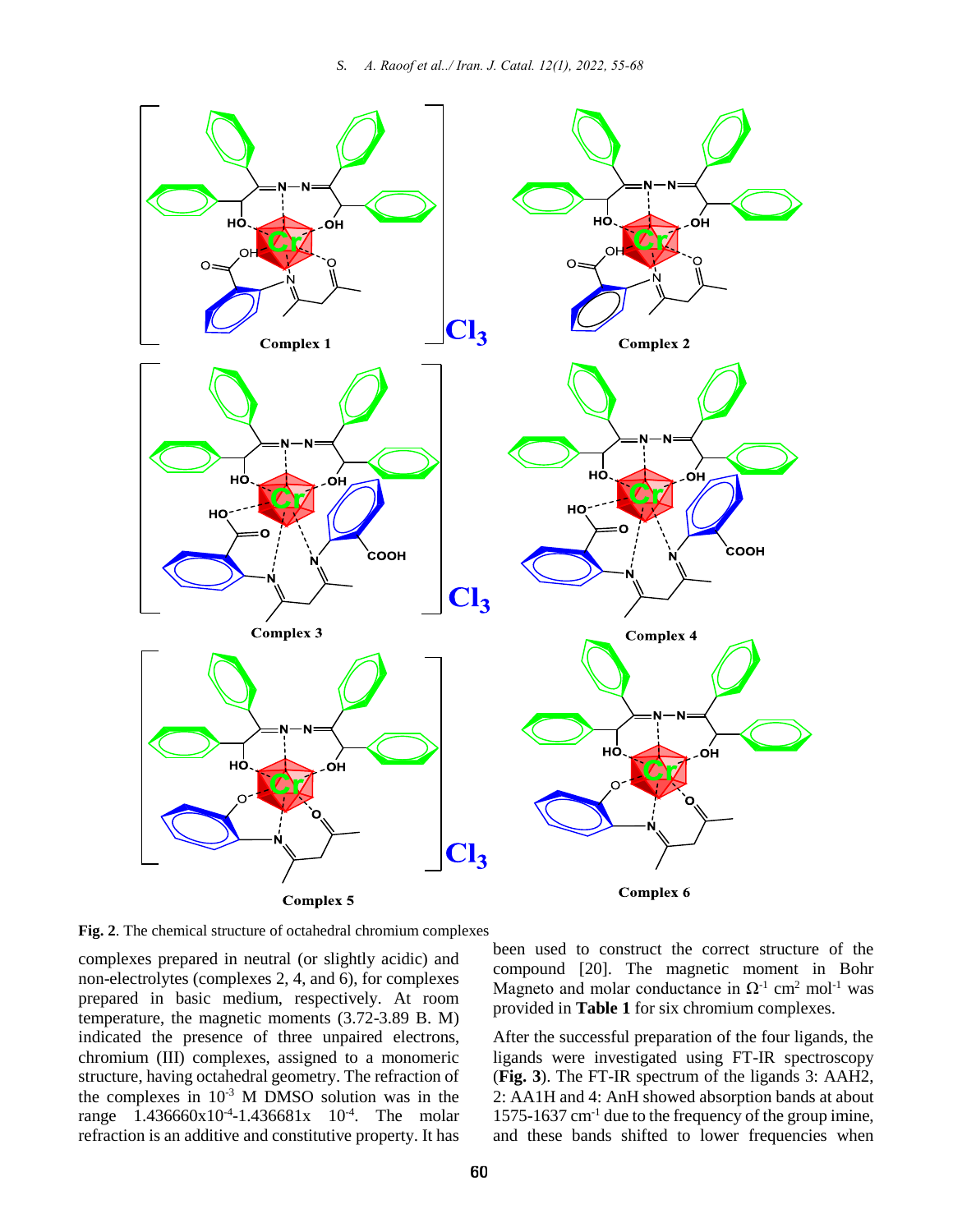Fig. 2. The chemical structure of octahedral chromium complexes

complexes prepared in neutral (or slightly acidic) and non-electrolytes (complexes 2, 4, and 6), for complexes prepared in basic medium, respectively. At room temperature, the magnetic moments (3.72-3.89 B. M) indicated the presence of three unpaired electrons, chromium (III) complexes, assigned to a monomeric structure, having octahedral geometry. The refraction of the complexes in $10^{-3}$ M DMSO solution was in the range $1.436660\times10^{-4}$-$1.436681\times10^{-4}$. The molar refraction is an additive and constitutive property. It has been used to construct the correct structure of the compound [20]. The magnetic moment in Bohr Magneto and molar conductance in $\Omega^{-1}$ $cm^2$ $mol^{-1}$ was provided in **Table 1** for six chromium complexes.

After the successful preparation of the four ligands, the ligands were investigated using FT-IR spectroscopy (**Fig. 3**). The FT-IR spectrum of the ligands 3: AAH2, 2: AA1H and 4: AnH showed absorption bands at about 1575-1637 $cm^{-1}$ due to the frequency of the group imine, and these bands shifted to lower frequencies when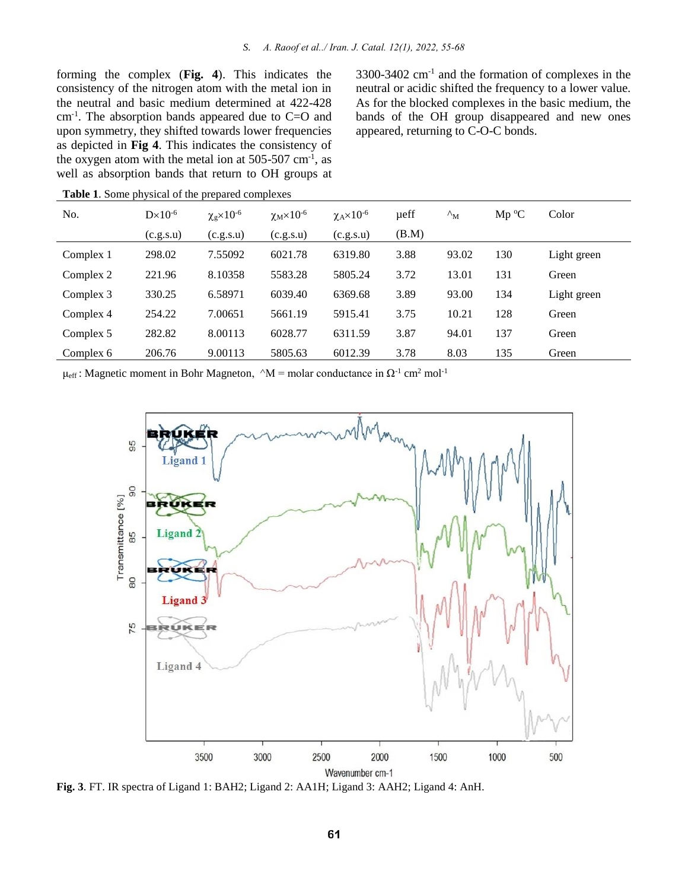forming the complex (**Fig. 4**). This indicates the consistency of the nitrogen atom with the metal ion in the neutral and basic medium determined at 422-428 cm$^{-1}$. The absorption bands appeared due to C=O and upon symmetry, they shifted towards lower frequencies as depicted in **Fig 4**. This indicates the consistency of the oxygen atom with the metal ion at 505-507 cm$^{-1}$, as well as absorption bands that return to OH groups at 3300-3402 cm$^{-1}$ and the formation of complexes in the neutral or acidic shifted the frequency to a lower value. As for the blocked complexes in the basic medium, the bands of the OH group disappeared and new ones appeared, returning to C-O-C bonds.

**Table 1**. Some physical of the prepared complexes

| No. | D×10$^{-6}$ (c.g.s.u) | $\chi_g$×10$^{-6}$ (c.g.s.u) | $\chi_M$×10$^{-6}$ (c.g.s.u) | $\chi_A$×10$^{-6}$ (c.g.s.u) | µeff (B.M) | ^$_M$ | Mp °C | Color |
|---|---|---|---|---|---|---|---|---|
| Complex 1 | 298.02 | 7.55092 | 6021.78 | 6319.80 | 3.88 | 93.02 | 130 | Light green |
| Complex 2 | 221.96 | 8.10358 | 5583.28 | 5805.24 | 3.72 | 13.01 | 131 | Green |
| Complex 3 | 330.25 | 6.58971 | 6039.40 | 6369.68 | 3.89 | 93.00 | 134 | Light green |
| Complex 4 | 254.22 | 7.00651 | 5661.19 | 5915.41 | 3.75 | 10.21 | 128 | Green |
| Complex 5 | 282.82 | 8.00113 | 6028.77 | 6311.59 | 3.87 | 94.01 | 137 | Green |
| Complex 6 | 206.76 | 9.00113 | 5805.63 | 6012.39 | 3.78 | 8.03 | 135 | Green |

$\mu_{eff}$ : Magnetic moment in Bohr Magneton, ^M = molar conductance in $\Omega^{-1}$ cm$^2$ mol$^{-1}$

**Fig. 3**. FT. IR spectra of Ligand 1: BAH2; Ligand 2: AA1H; Ligand 3: AAH2; Ligand 4: AnH.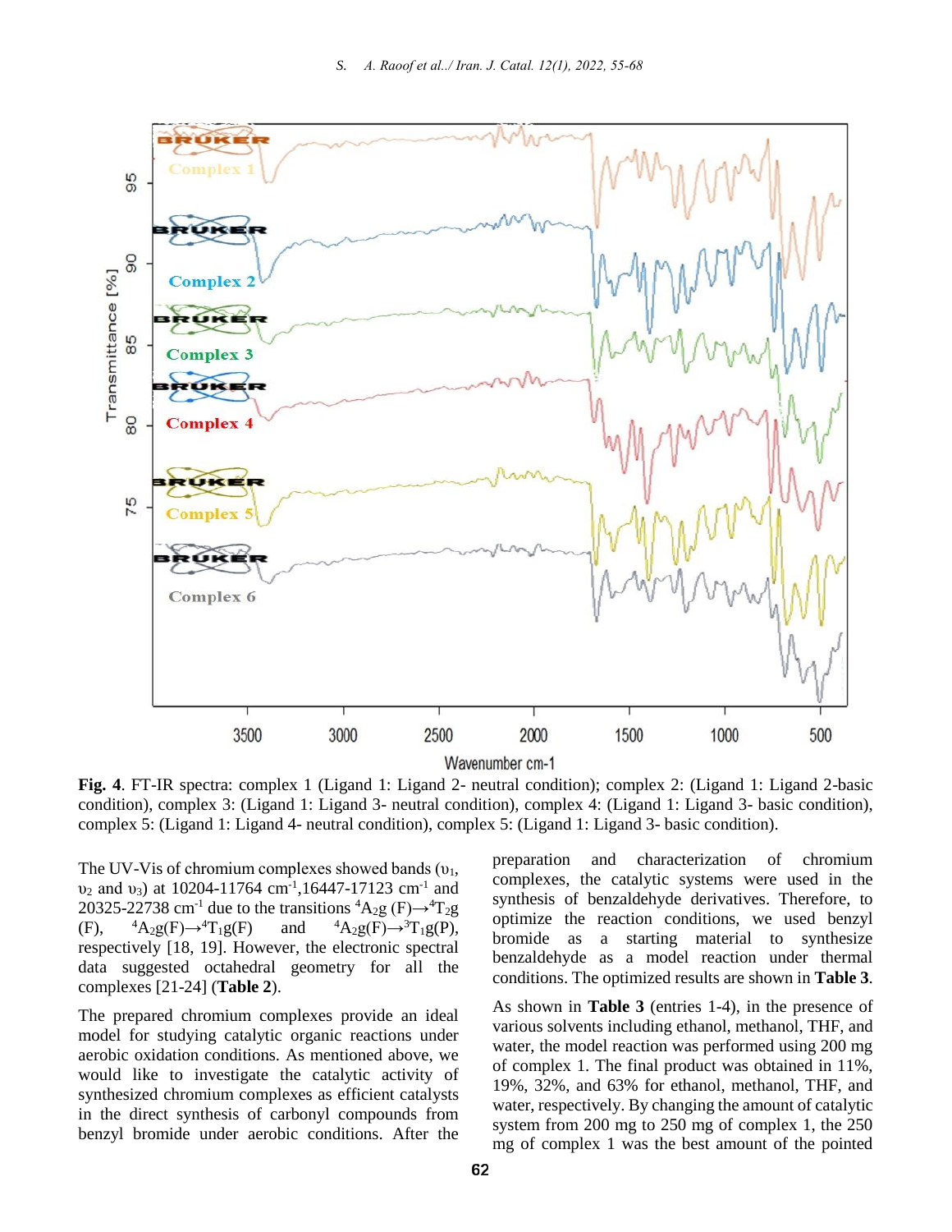**Fig. 4**. FT-IR spectra: complex 1 (Ligand 1: Ligand 2- neutral condition); complex 2: (Ligand 1: Ligand 2-basic condition), complex 3: (Ligand 1: Ligand 3- neutral condition), complex 4: (Ligand 1: Ligand 3- basic condition), complex 5: (Ligand 1: Ligand 4- neutral condition), complex 5: (Ligand 1: Ligand 3- basic condition).

The UV-Vis of chromium complexes showed bands ($\upsilon_1$, $\upsilon_2$ and $\upsilon_3$) at 10204-11764 $cm^{-1}$,16447-17123 $cm^{-1}$ and 20325-22738 $cm^{-1}$ due to the transitions $^4A_2g$ (F)→$^4T_2g$ (F), $^4A_2g$(F)→$^4T_1g$(F) and $^4A_2g$(F)→$^3T_1g$(P), respectively [18, 19]. However, the electronic spectral data suggested octahedral geometry for all the complexes [21-24] (**Table 2**).

The prepared chromium complexes provide an ideal model for studying catalytic organic reactions under aerobic oxidation conditions. As mentioned above, we would like to investigate the catalytic activity of synthesized chromium complexes as efficient catalysts in the direct synthesis of carbonyl compounds from benzyl bromide under aerobic conditions. After the preparation and characterization of chromium complexes, the catalytic systems were used in the synthesis of benzaldehyde derivatives. Therefore, to optimize the reaction conditions, we used benzyl bromide as a starting material to synthesize benzaldehyde as a model reaction under thermal conditions. The optimized results are shown in **Table 3**.

As shown in **Table 3** (entries 1-4), in the presence of various solvents including ethanol, methanol, THF, and water, the model reaction was performed using 200 mg of complex 1. The final product was obtained in 11%, 19%, 32%, and 63% for ethanol, methanol, THF, and water, respectively. By changing the amount of catalytic system from 200 mg to 250 mg of complex 1, the 250 mg of complex 1 was the best amount of the pointed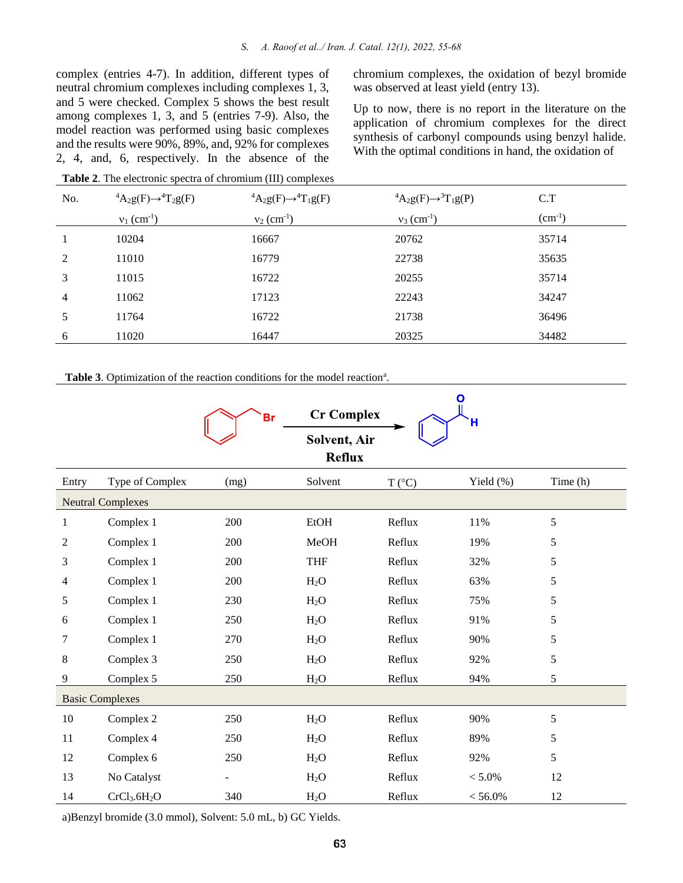complex (entries 4-7). In addition, different types of neutral chromium complexes including complexes 1, 3, and 5 were checked. Complex 5 shows the best result among complexes 1, 3, and 5 (entries 7-9). Also, the model reaction was performed using basic complexes and the results were 90%, 89%, and, 92% for complexes 2, 4, and, 6, respectively. In the absence of the chromium complexes, the oxidation of bezyl bromide was observed at least yield (entry 13).

Up to now, there is no report in the literature on the application of chromium complexes for the direct synthesis of carbonyl compounds using benzyl halide. With the optimal conditions in hand, the oxidation of

**Table 2**. The electronic spectra of chromium (III) complexes

| No. | ${}^4A_2g(F)\rightarrow{}^4T_2g(F)$ $\nu_1$ ($cm^{-1}$) | ${}^4A_2g(F)\rightarrow{}^4T_1g(F)$ $\nu_2$ ($cm^{-1}$) | ${}^4A_2g(F)\rightarrow{}^3T_1g(P)$ $\nu_3$ ($cm^{-1}$) | C.T ($cm^{-1}$) |
|---|---|---|---|---|
| 1 | 10204 | 16667 | 20762 | 35714 |
| 2 | 11010 | 16779 | 22738 | 35635 |
| 3 | 11015 | 16722 | 20255 | 35714 |
| 4 | 11062 | 17123 | 22243 | 34247 |
| 5 | 11764 | 16722 | 21738 | 36496 |
| 6 | 11020 | 16447 | 20325 | 34482 |

**Table 3**. Optimization of the reaction conditions for the model reaction[a].

Benzyl bromide → (Cr Complex; Solvent, Air; Reflux) → Benzaldehyde

| Entry | Type of Complex | (mg) | Solvent | T (°C) | Yield (%) | Time (h) |
|---|---|---|---|---|---|---|
| Neutral Complexes | | | | | | |
| 1 | Complex 1 | 200 | EtOH | Reflux | 11% | 5 |
| 2 | Complex 1 | 200 | MeOH | Reflux | 19% | 5 |
| 3 | Complex 1 | 200 | THF | Reflux | 32% | 5 |
| 4 | Complex 1 | 200 | $H_2O$ | Reflux | 63% | 5 |
| 5 | Complex 1 | 230 | $H_2O$ | Reflux | 75% | 5 |
| 6 | Complex 1 | 250 | $H_2O$ | Reflux | 91% | 5 |
| 7 | Complex 1 | 270 | $H_2O$ | Reflux | 90% | 5 |
| 8 | Complex 3 | 250 | $H_2O$ | Reflux | 92% | 5 |
| 9 | Complex 5 | 250 | $H_2O$ | Reflux | 94% | 5 |
| Basic Complexes | | | | | | |
| 10 | Complex 2 | 250 | $H_2O$ | Reflux | 90% | 5 |
| 11 | Complex 4 | 250 | $H_2O$ | Reflux | 89% | 5 |
| 12 | Complex 6 | 250 | $H_2O$ | Reflux | 92% | 5 |
| 13 | No Catalyst | - | $H_2O$ | Reflux | < 5.0% | 12 |
| 14 | $CrCl_3.6H_2O$ | 340 | $H_2O$ | Reflux | < 56.0% | 12 |

a)Benzyl bromide (3.0 mmol), Solvent: 5.0 mL, b) GC Yields.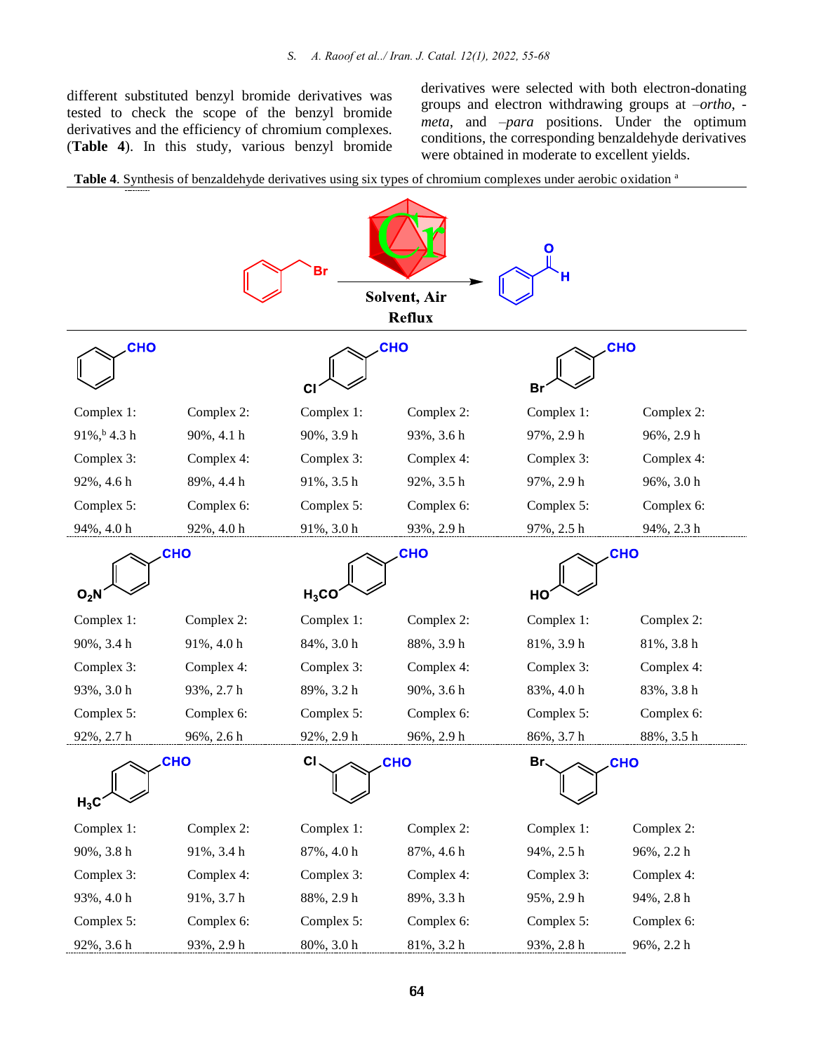different substituted benzyl bromide derivatives was tested to check the scope of the benzyl bromide derivatives and the efficiency of chromium complexes. (**Table 4**). In this study, various benzyl bromide derivatives were selected with both electron-donating groups and electron withdrawing groups at –*ortho*, -*meta*, and –*para* positions. Under the optimum conditions, the corresponding benzaldehyde derivatives were obtained in moderate to excellent yields.

**Table 4**. Synthesis of benzaldehyde derivatives using six types of chromium complexes under aerobic oxidation [a]

Benzyl bromide → Benzaldehyde (Cr, Solvent, Air, Reflux)

| Product | Complex 1 | Complex 2 | Complex 3 | Complex 4 | Complex 5 | Complex 6 |
|---|---|---|---|---|---|---|
| Benzaldehyde | 91%,[b] 4.3 h | 90%, 4.1 h | 92%, 4.6 h | 89%, 4.4 h | 94%, 4.0 h | 92%, 4.0 h |
| 4-Cl-benzaldehyde | 90%, 3.9 h | 93%, 3.6 h | 91%, 3.5 h | 92%, 3.5 h | 91%, 3.0 h | 93%, 2.9 h |
| 4-Br-benzaldehyde | 97%, 2.9 h | 96%, 2.9 h | 97%, 2.9 h | 96%, 3.0 h | 97%, 2.5 h | 94%, 2.3 h |
| 4-$O_2N$-benzaldehyde | 90%, 3.4 h | 91%, 4.0 h | 93%, 3.0 h | 93%, 2.7 h | 92%, 2.7 h | 96%, 2.6 h |
| 4-$H_3CO$-benzaldehyde | 84%, 3.0 h | 88%, 3.9 h | 89%, 3.2 h | 90%, 3.6 h | 92%, 2.9 h | 96%, 2.9 h |
| 4-HO-benzaldehyde | 81%, 3.9 h | 81%, 3.8 h | 83%, 4.0 h | 83%, 3.8 h | 86%, 3.7 h | 88%, 3.5 h |
| 4-$H_3C$-benzaldehyde | 90%, 3.8 h | 91%, 3.4 h | 93%, 4.0 h | 91%, 3.7 h | 92%, 3.6 h | 93%, 2.9 h |
| 3-Cl-benzaldehyde | 87%, 4.0 h | 87%, 4.6 h | 88%, 2.9 h | 89%, 3.3 h | 80%, 3.0 h | 81%, 3.2 h |
| 3-Br-benzaldehyde | 94%, 2.5 h | 96%, 2.2 h | 95%, 2.9 h | 94%, 2.8 h | 93%, 2.8 h | 96%, 2.2 h |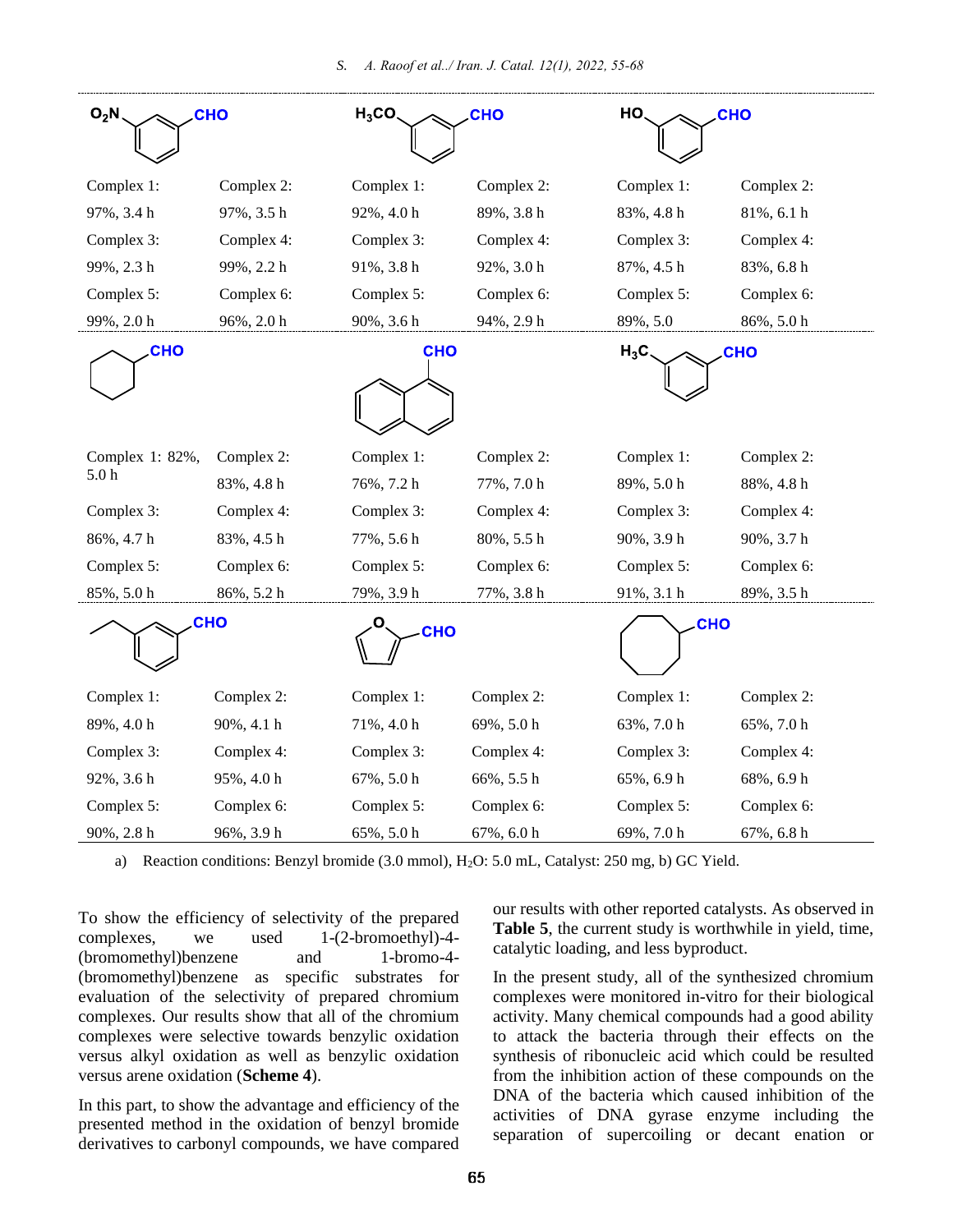| $O_2N$-C6H4-CHO (3-nitrobenzaldehyde) | | $H_3CO$-C6H4-CHO (3-methoxybenzaldehyde) | | HO-C6H4-CHO (3-hydroxybenzaldehyde) | |
|---|---|---|---|---|---|
| Complex 1: 97%, 3.4 h | Complex 2: 97%, 3.5 h | Complex 1: 92%, 4.0 h | Complex 2: 89%, 3.8 h | Complex 1: 83%, 4.8 h | Complex 2: 81%, 6.1 h |
| Complex 3: 99%, 2.3 h | Complex 4: 99%, 2.2 h | Complex 3: 91%, 3.8 h | Complex 4: 92%, 3.0 h | Complex 3: 87%, 4.5 h | Complex 4: 83%, 6.8 h |
| Complex 5: 99%, 2.0 h | Complex 6: 96%, 2.0 h | Complex 5: 90%, 3.6 h | Complex 6: 94%, 2.9 h | Complex 5: 89%, 5.0 | Complex 6: 86%, 5.0 h |
| Cyclohexane-CHO | | Naphthalene-CHO | | $H_3C$-C6H4-CHO (3-methylbenzaldehyde) | |
| Complex 1: 82%, 5.0 h | Complex 2: 83%, 4.8 h | Complex 1: 76%, 7.2 h | Complex 2: 77%, 7.0 h | Complex 1: 89%, 5.0 h | Complex 2: 88%, 4.8 h |
| Complex 3: 86%, 4.7 h | Complex 4: 83%, 4.5 h | Complex 3: 77%, 5.6 h | Complex 4: 80%, 5.5 h | Complex 3: 90%, 3.9 h | Complex 4: 90%, 3.7 h |
| Complex 5: 85%, 5.0 h | Complex 6: 86%, 5.2 h | Complex 5: 79%, 3.9 h | Complex 6: 77%, 3.8 h | Complex 5: 91%, 3.1 h | Complex 6: 89%, 3.5 h |
| Ethyl-C6H4-CHO (3-ethylbenzaldehyde) | | Furan-CHO | | Cyclooctane-CHO | |
| Complex 1: 89%, 4.0 h | Complex 2: 90%, 4.1 h | Complex 1: 71%, 4.0 h | Complex 2: 69%, 5.0 h | Complex 1: 63%, 7.0 h | Complex 2: 65%, 7.0 h |
| Complex 3: 92%, 3.6 h | Complex 4: 95%, 4.0 h | Complex 3: 67%, 5.0 h | Complex 4: 66%, 5.5 h | Complex 3: 65%, 6.9 h | Complex 4: 68%, 6.9 h |
| Complex 5: 90%, 2.8 h | Complex 6: 96%, 3.9 h | Complex 5: 65%, 5.0 h | Complex 6: 67%, 6.0 h | Complex 5: 69%, 7.0 h | Complex 6: 67%, 6.8 h |

a) Reaction conditions: Benzyl bromide (3.0 mmol), $H_2O$: 5.0 mL, Catalyst: 250 mg, b) GC Yield.

To show the efficiency of selectivity of the prepared complexes, we used 1-(2-bromoethyl)-4-(bromomethyl)benzene and 1-bromo-4-(bromomethyl)benzene as specific substrates for evaluation of the selectivity of prepared chromium complexes. Our results show that all of the chromium complexes were selective towards benzylic oxidation versus alkyl oxidation as well as benzylic oxidation versus arene oxidation (**Scheme 4**).

In this part, to show the advantage and efficiency of the presented method in the oxidation of benzyl bromide derivatives to carbonyl compounds, we have compared our results with other reported catalysts. As observed in **Table 5**, the current study is worthwhile in yield, time, catalytic loading, and less byproduct.

In the present study, all of the synthesized chromium complexes were monitored in-vitro for their biological activity. Many chemical compounds had a good ability to attack the bacteria through their effects on the synthesis of ribonucleic acid which could be resulted from the inhibition action of these compounds on the DNA of the bacteria which caused inhibition of the activities of DNA gyrase enzyme including the separation of supercoiling or decant enation or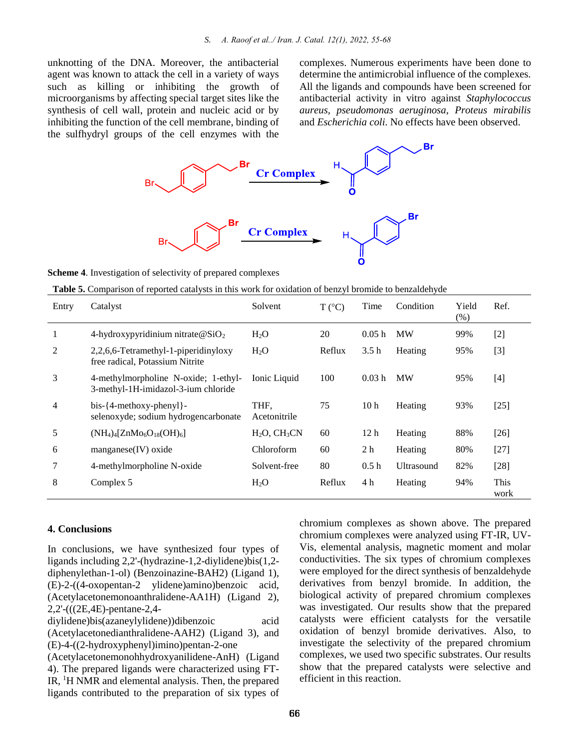unknotting of the DNA. Moreover, the antibacterial agent was known to attack the cell in a variety of ways such as killing or inhibiting the growth of microorganisms by affecting special target sites like the synthesis of cell wall, protein and nucleic acid or by inhibiting the function of the cell membrane, binding of the sulfhydryl groups of the cell enzymes with the complexes. Numerous experiments have been done to determine the antimicrobial influence of the complexes. All the ligands and compounds have been screened for antibacterial activity in vitro against *Staphylococcus aureus*, *pseudomonas aeruginosa*, *Proteus mirabilis* and *Escherichia coli*. No effects have been observed.

**Scheme 4**. Investigation of selectivity of prepared complexes

**Table 5.** Comparison of reported catalysts in this work for oxidation of benzyl bromide to benzaldehyde

| Entry | Catalyst | Solvent | T (°C) | Time | Condition | Yield (%) | Ref. |
|---|---|---|---|---|---|---|---|
| 1 | 4-hydroxypyridinium nitrate@$SiO_2$ | $H_2O$ | 20 | 0.05 h | MW | 99% | [2] |
| 2 | 2,2,6,6-Tetramethyl-1-piperidinyloxy free radical, Potassium Nitrite | $H_2O$ | Reflux | 3.5 h | Heating | 95% | [3] |
| 3 | 4-methylmorpholine N-oxide; 1-ethyl-3-methyl-1H-imidazol-3-ium chloride | Ionic Liquid | 100 | 0.03 h | MW | 95% | [4] |
| 4 | bis-{4-methoxy-phenyl}-selenoxyde; sodium hydrogencarbonate | THF, Acetonitrile | 75 | 10 h | Heating | 93% | [25] |
| 5 | $(NH_4)_4[ZnMo_6O_{18}(OH)_6]$ | $H_2O$, $CH_3CN$ | 60 | 12 h | Heating | 88% | [26] |
| 6 | manganese(IV) oxide | Chloroform | 60 | 2 h | Heating | 80% | [27] |
| 7 | 4-methylmorpholine N-oxide | Solvent-free | 80 | 0.5 h | Ultrasound | 82% | [28] |
| 8 | Complex 5 | $H_2O$ | Reflux | 4 h | Heating | 94% | This work |

## 4. Conclusions

In conclusions, we have synthesized four types of ligands including 2,2'-(hydrazine-1,2-diylidene)bis(1,2-diphenylethan-1-ol) (Benzoinazine-BAH2) (Ligand 1), (E)-2-((4-oxopentan-2 ylidene)amino)benzoic acid, (Acetylacetonemonoanthralidene-AA1H) (Ligand 2), 2,2'-(((2E,4E)-pentane-2,4-diylidene)bis(azaneylylidene))dibenzoic acid (Acetylacetonedianthralidene-AAH2) (Ligand 3), and (E)-4-((2-hydroxyphenyl)imino)pentan-2-one (Acetylacetonemonohhydroxyanilidene-AnH) (Ligand 4). The prepared ligands were characterized using FT-IR, $^1$H NMR and elemental analysis. Then, the prepared ligands contributed to the preparation of six types of chromium complexes as shown above. The prepared chromium complexes were analyzed using FT-IR, UV-Vis, elemental analysis, magnetic moment and molar conductivities. The six types of chromium complexes were employed for the direct synthesis of benzaldehyde derivatives from benzyl bromide. In addition, the biological activity of prepared chromium complexes was investigated. Our results show that the prepared catalysts were efficient catalysts for the versatile oxidation of benzyl bromide derivatives. Also, to investigate the selectivity of the prepared chromium complexes, we used two specific substrates. Our results show that the prepared catalysts were selective and efficient in this reaction.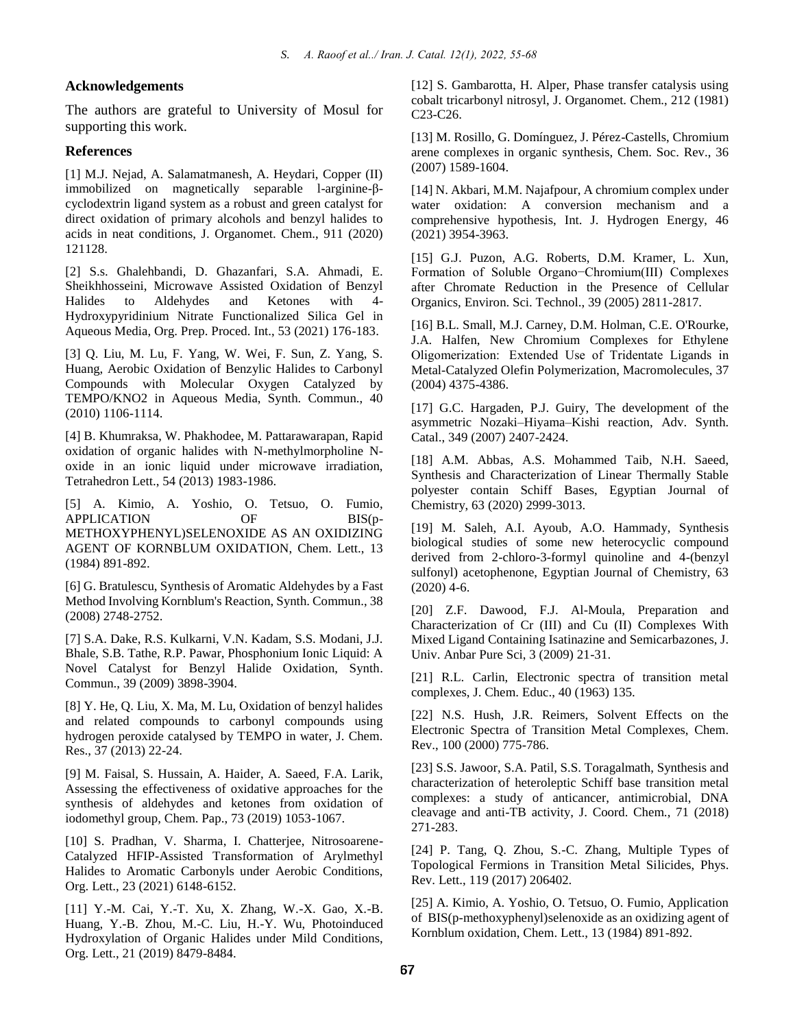## Acknowledgements

The authors are grateful to University of Mosul for supporting this work.

## References

[1] M.J. Nejad, A. Salamatmanesh, A. Heydari, Copper (II) immobilized on magnetically separable l-arginine-β-cyclodextrin ligand system as a robust and green catalyst for direct oxidation of primary alcohols and benzyl halides to acids in neat conditions, J. Organomet. Chem., 911 (2020) 121128.

[2] S.s. Ghalehbandi, D. Ghazanfari, S.A. Ahmadi, E. Sheikhhosseini, Microwave Assisted Oxidation of Benzyl Halides to Aldehydes and Ketones with 4-Hydroxypyridinium Nitrate Functionalized Silica Gel in Aqueous Media, Org. Prep. Proced. Int., 53 (2021) 176-183.

[3] Q. Liu, M. Lu, F. Yang, W. Wei, F. Sun, Z. Yang, S. Huang, Aerobic Oxidation of Benzylic Halides to Carbonyl Compounds with Molecular Oxygen Catalyzed by TEMPO/KNO2 in Aqueous Media, Synth. Commun., 40 (2010) 1106-1114.

[4] B. Khumraksa, W. Phakhodee, M. Pattarawarapan, Rapid oxidation of organic halides with N-methylmorpholine N-oxide in an ionic liquid under microwave irradiation, Tetrahedron Lett., 54 (2013) 1983-1986.

[5] A. Kimio, A. Yoshio, O. Tetsuo, O. Fumio, APPLICATION OF BIS(p-METHOXYPHENYL)SELENOXIDE AS AN OXIDIZING AGENT OF KORNBLUM OXIDATION, Chem. Lett., 13 (1984) 891-892.

[6] G. Bratulescu, Synthesis of Aromatic Aldehydes by a Fast Method Involving Kornblum's Reaction, Synth. Commun., 38 (2008) 2748-2752.

[7] S.A. Dake, R.S. Kulkarni, V.N. Kadam, S.S. Modani, J.J. Bhale, S.B. Tathe, R.P. Pawar, Phosphonium Ionic Liquid: A Novel Catalyst for Benzyl Halide Oxidation, Synth. Commun., 39 (2009) 3898-3904.

[8] Y. He, Q. Liu, X. Ma, M. Lu, Oxidation of benzyl halides and related compounds to carbonyl compounds using hydrogen peroxide catalysed by TEMPO in water, J. Chem. Res., 37 (2013) 22-24.

[9] M. Faisal, S. Hussain, A. Haider, A. Saeed, F.A. Larik, Assessing the effectiveness of oxidative approaches for the synthesis of aldehydes and ketones from oxidation of iodomethyl group, Chem. Pap., 73 (2019) 1053-1067.

[10] S. Pradhan, V. Sharma, I. Chatterjee, Nitrosoarene-Catalyzed HFIP-Assisted Transformation of Arylmethyl Halides to Aromatic Carbonyls under Aerobic Conditions, Org. Lett., 23 (2021) 6148-6152.

[11] Y.-M. Cai, Y.-T. Xu, X. Zhang, W.-X. Gao, X.-B. Huang, Y.-B. Zhou, M.-C. Liu, H.-Y. Wu, Photoinduced Hydroxylation of Organic Halides under Mild Conditions, Org. Lett., 21 (2019) 8479-8484.

[12] S. Gambarotta, H. Alper, Phase transfer catalysis using cobalt tricarbonyl nitrosyl, J. Organomet. Chem., 212 (1981) C23-C26.

[13] M. Rosillo, G. Domínguez, J. Pérez-Castells, Chromium arene complexes in organic synthesis, Chem. Soc. Rev., 36 (2007) 1589-1604.

[14] N. Akbari, M.M. Najafpour, A chromium complex under water oxidation: A conversion mechanism and a comprehensive hypothesis, Int. J. Hydrogen Energy, 46 (2021) 3954-3963.

[15] G.J. Puzon, A.G. Roberts, D.M. Kramer, L. Xun, Formation of Soluble Organo−Chromium(III) Complexes after Chromate Reduction in the Presence of Cellular Organics, Environ. Sci. Technol., 39 (2005) 2811-2817.

[16] B.L. Small, M.J. Carney, D.M. Holman, C.E. O'Rourke, J.A. Halfen, New Chromium Complexes for Ethylene Oligomerization: Extended Use of Tridentate Ligands in Metal-Catalyzed Olefin Polymerization, Macromolecules, 37 (2004) 4375-4386.

[17] G.C. Hargaden, P.J. Guiry, The development of the asymmetric Nozaki–Hiyama–Kishi reaction, Adv. Synth. Catal., 349 (2007) 2407-2424.

[18] A.M. Abbas, A.S. Mohammed Taib, N.H. Saeed, Synthesis and Characterization of Linear Thermally Stable polyester contain Schiff Bases, Egyptian Journal of Chemistry, 63 (2020) 2999-3013.

[19] M. Saleh, A.I. Ayoub, A.O. Hammady, Synthesis biological studies of some new heterocyclic compound derived from 2-chloro-3-formyl quinoline and 4-(benzyl sulfonyl) acetophenone, Egyptian Journal of Chemistry, 63 (2020) 4-6.

[20] Z.F. Dawood, F.J. Al-Moula, Preparation and Characterization of Cr (III) and Cu (II) Complexes With Mixed Ligand Containing Isatinazine and Semicarbazones, J. Univ. Anbar Pure Sci, 3 (2009) 21-31.

[21] R.L. Carlin, Electronic spectra of transition metal complexes, J. Chem. Educ., 40 (1963) 135.

[22] N.S. Hush, J.R. Reimers, Solvent Effects on the Electronic Spectra of Transition Metal Complexes, Chem. Rev., 100 (2000) 775-786.

[23] S.S. Jawoor, S.A. Patil, S.S. Toragalmath, Synthesis and characterization of heteroleptic Schiff base transition metal complexes: a study of anticancer, antimicrobial, DNA cleavage and anti-TB activity, J. Coord. Chem., 71 (2018) 271-283.

[24] P. Tang, Q. Zhou, S.-C. Zhang, Multiple Types of Topological Fermions in Transition Metal Silicides, Phys. Rev. Lett., 119 (2017) 206402.

[25] A. Kimio, A. Yoshio, O. Tetsuo, O. Fumio, Application of BIS(p-methoxyphenyl)selenoxide as an oxidizing agent of Kornblum oxidation, Chem. Lett., 13 (1984) 891-892.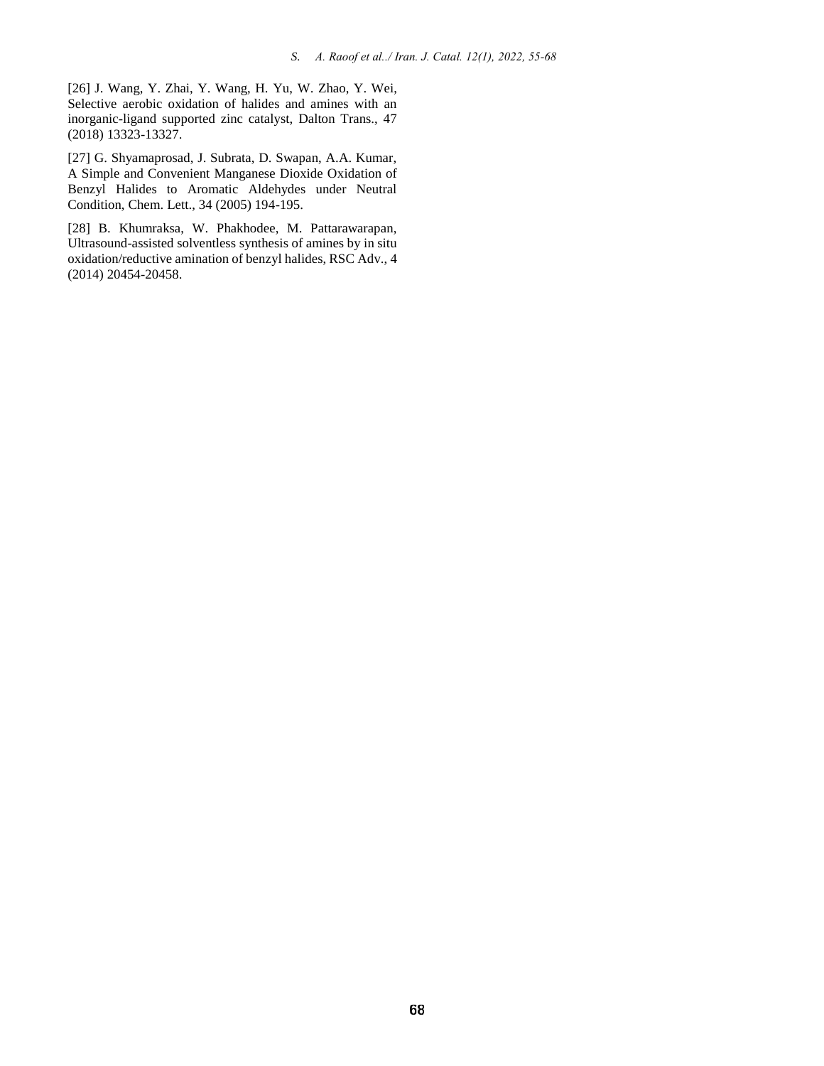[26] J. Wang, Y. Zhai, Y. Wang, H. Yu, W. Zhao, Y. Wei, Selective aerobic oxidation of halides and amines with an inorganic-ligand supported zinc catalyst, Dalton Trans., 47 (2018) 13323-13327.

[27] G. Shyamaprosad, J. Subrata, D. Swapan, A.A. Kumar, A Simple and Convenient Manganese Dioxide Oxidation of Benzyl Halides to Aromatic Aldehydes under Neutral Condition, Chem. Lett., 34 (2005) 194-195.

[28] B. Khumraksa, W. Phakhodee, M. Pattarawarapan, Ultrasound-assisted solventless synthesis of amines by in situ oxidation/reductive amination of benzyl halides, RSC Adv., 4 (2014) 20454-20458.